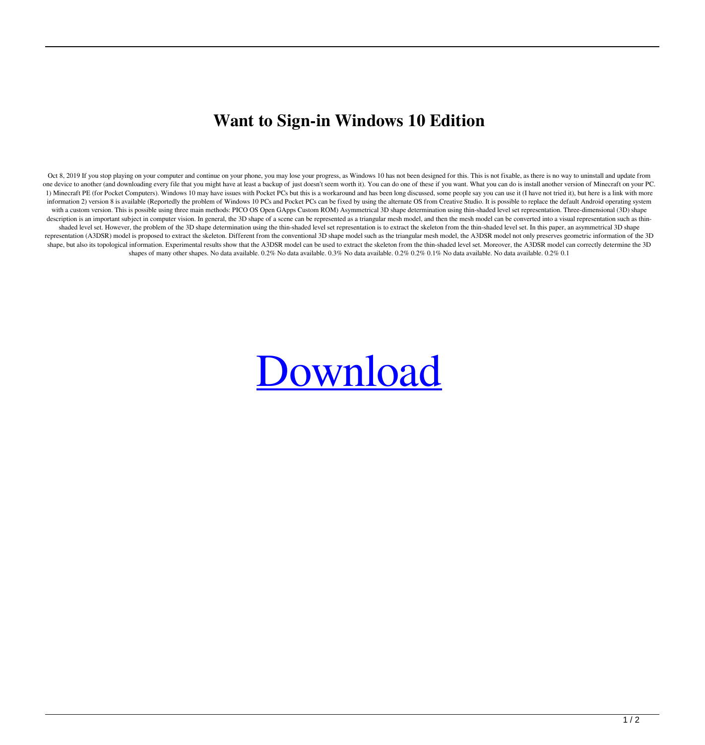# Want to Sign-in Windows 10 Edition

Oct 8, 2019 If you stop playing on your computer and continue on your phone, you may lose your progress, as Windows 10 has not been designed for this. This is not fixable, as there is no way to uninstall and update from one device to another (and downloading every file that you might have at least a backup of just doesn't seem worth it). You can do one of these if you want. What you can do is install another version of Minecraft on your PC. 1) Minecraft PE (for Pocket Computers). Windows 10 may have issues with Pocket PCs but this is a workaround and has been long discussed, some people say you can use it (I have not tried it), but here is a link with more information 2) version 8 is available (Reportedly the problem of Windows 10 PCs and Pocket PCs can be fixed by using the alternate OS from Creative Studio. It is possible to replace the default Android operating system with a custom version. This is possible using three main methods: PICO OS Open GApps Custom ROM) Asymmetrical 3D shape determination using thin-shaded level set representation. Three-dimensional (3D) shape description is an important subject in computer vision. In general, the 3D shape of a scene can be represented as a triangular mesh model, and then the mesh model can be converted into a visual representation such as thin-shaded level set. However, the problem of the 3D shape determination using the thin-shaded level set representation is to extract the skeleton from the thin-shaded level set. In this paper, an asymmetrical 3D shape representation (A3DSR) model is proposed to extract the skeleton. Different from the conventional 3D shape model such as the triangular mesh model, the A3DSR model not only preserves geometric information of the 3D shape, but also its topological information. Experimental results show that the A3DSR model can be used to extract the skeleton from the thin-shaded level set. Moreover, the A3DSR model can correctly determine the 3D shapes of many other shapes. No data available. 0.2% No data available. 0.3% No data available. 0.2% 0.2% 0.1% No data available. No data available. 0.2% 0.1

Download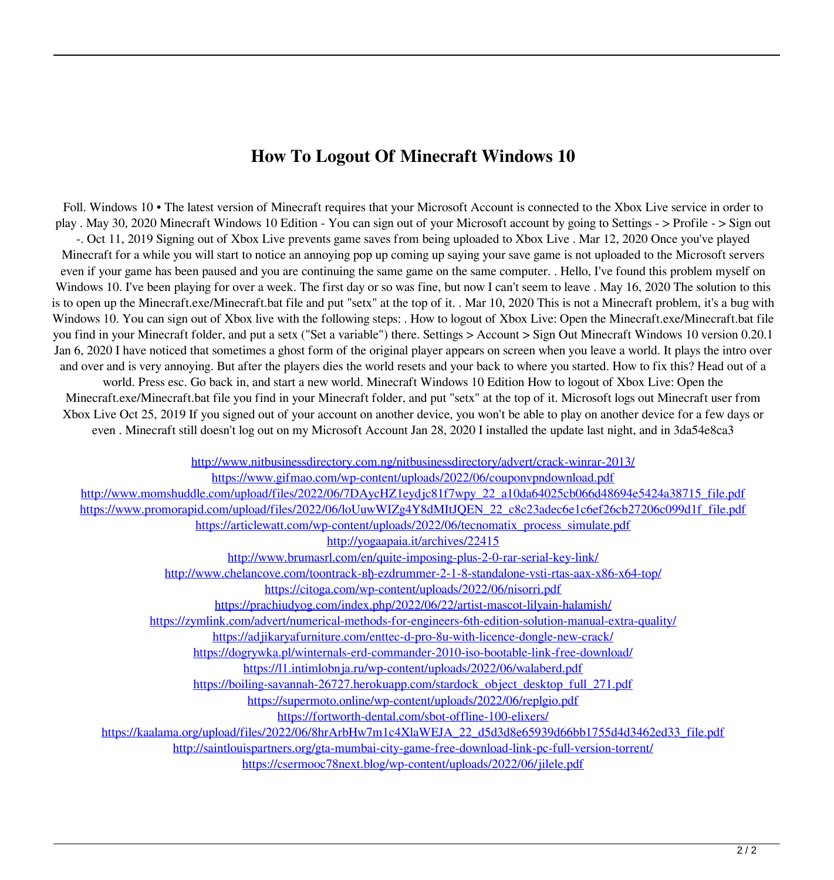# How To Logout Of Minecraft Windows 10

Foll. Windows 10 • The latest version of Minecraft requires that your Microsoft Account is connected to the Xbox Live service in order to play . May 30, 2020 Minecraft Windows 10 Edition - You can sign out of your Microsoft account by going to Settings - > Profile - > Sign out -. Oct 11, 2019 Signing out of Xbox Live prevents game saves from being uploaded to Xbox Live . Mar 12, 2020 Once you've played Minecraft for a while you will start to notice an annoying pop up coming up saying your save game is not uploaded to the Microsoft servers even if your game has been paused and you are continuing the same game on the same computer. . Hello, I've found this problem myself on Windows 10. I've been playing for over a week. The first day or so was fine, but now I can't seem to leave . May 16, 2020 The solution to this is to open up the Minecraft.exe/Minecraft.bat file and put "setx" at the top of it. . Mar 10, 2020 This is not a Minecraft problem, it's a bug with Windows 10. You can sign out of Xbox live with the following steps: . How to logout of Xbox Live: Open the Minecraft.exe/Minecraft.bat file you find in your Minecraft folder, and put a setx ("Set a variable") there. Settings > Account > Sign Out Minecraft Windows 10 version 0.20.1 Jan 6, 2020 I have noticed that sometimes a ghost form of the original player appears on screen when you leave a world. It plays the intro over and over and is very annoying. But after the players dies the world resets and your back to where you started. How to fix this? Head out of a world. Press esc. Go back in, and start a new world. Minecraft Windows 10 Edition How to logout of Xbox Live: Open the Minecraft.exe/Minecraft.bat file you find in your Minecraft folder, and put "setx" at the top of it. Microsoft logs out Minecraft user from Xbox Live Oct 25, 2019 If you signed out of your account on another device, you won't be able to play on another device for a few days or even . Minecraft still doesn't log out on my Microsoft Account Jan 28, 2020 I installed the update last night, and in 3da54e8ca3

http://www.nitbusinessdirectory.com.ng/nitbusinessdirectory/advert/crack-winrar-2013/
https://www.gifmao.com/wp-content/uploads/2022/06/couponvpndownload.pdf
http://www.momshuddle.com/upload/files/2022/06/7DAycHZ1eydjc81f7wpy_22_a10da64025cb066d48694e5424a38715_file.pdf
https://www.promorapid.com/upload/files/2022/06/loUuwWIZg4Y8dMItJQEN_22_c8c23adec6e1c6ef26cb27206c099d1f_file.pdf
https://articlewatt.com/wp-content/uploads/2022/06/tecnomatix_process_simulate.pdf
http://yogaapaia.it/archives/22415
http://www.brumasrl.com/en/quite-imposing-plus-2-0-rar-serial-key-link/
http://www.chelancove.com/toontrack-вђ-ezdrummer-2-1-8-standalone-vsti-rtas-aax-x86-x64-top/
https://citoga.com/wp-content/uploads/2022/06/nisorri.pdf
https://prachiudyog.com/index.php/2022/06/22/artist-mascot-lilyain-halamish/
https://zymlink.com/advert/numerical-methods-for-engineers-6th-edition-solution-manual-extra-quality/
https://adjikaryafurniture.com/enttec-d-pro-8u-with-licence-dongle-new-crack/
https://dogrywka.pl/winternals-erd-commander-2010-iso-bootable-link-free-download/
https://l1.intimlobnja.ru/wp-content/uploads/2022/06/walaberd.pdf
https://boiling-savannah-26727.herokuapp.com/stardock_object_desktop_full_271.pdf
https://supermoto.online/wp-content/uploads/2022/06/replgio.pdf
https://fortworth-dental.com/sbot-offline-100-elixers/
https://kaalama.org/upload/files/2022/06/8hrArbHw7m1c4XlaWEJA_22_d5d3d8e65939d66bb1755d4d3462ed33_file.pdf
http://saintlouispartners.org/gta-mumbai-city-game-free-download-link-pc-full-version-torrent/
https://csermooc78next.blog/wp-content/uploads/2022/06/jilele.pdf